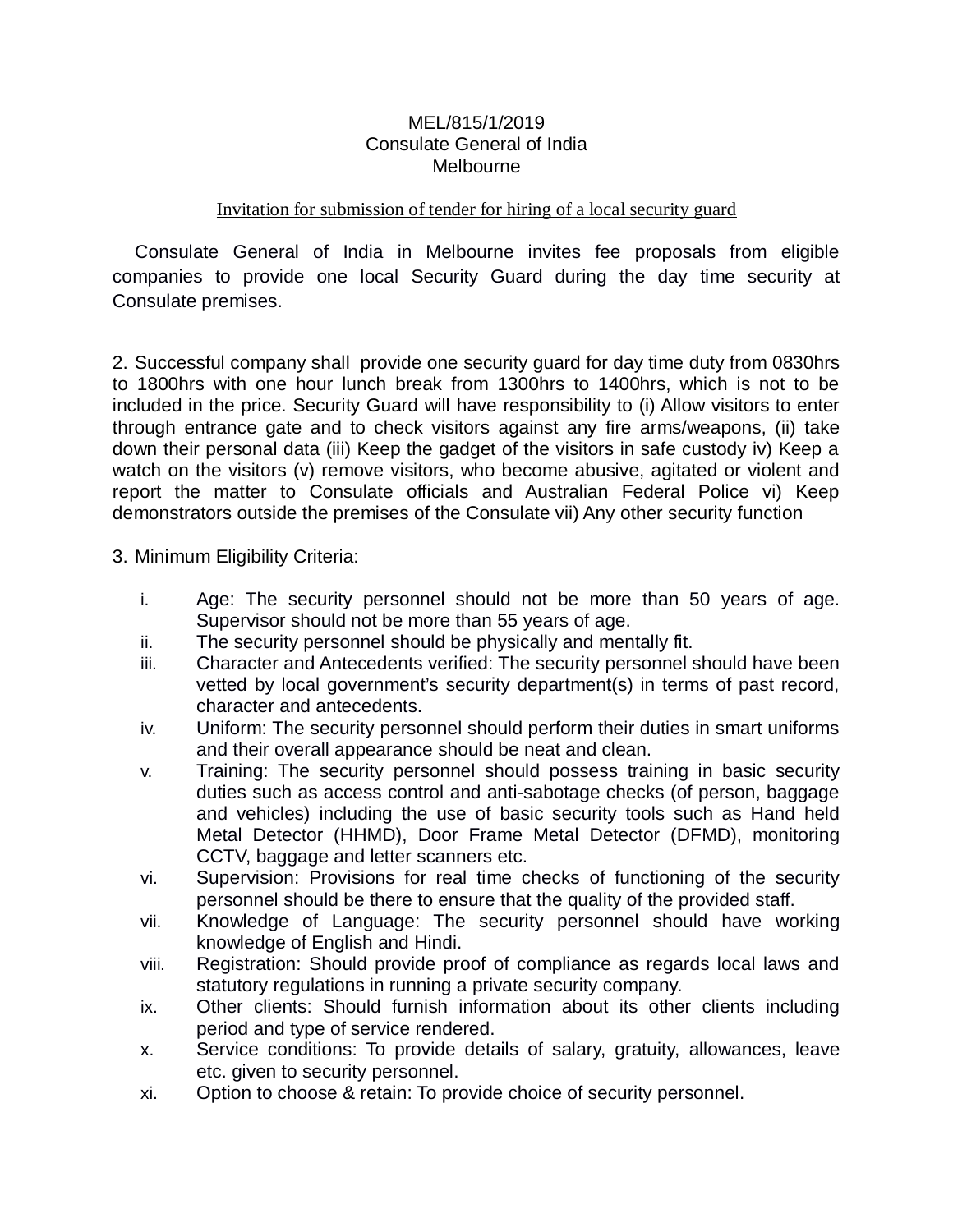MEL/815/1/2019
Consulate General of India
Melbourne

Invitation for submission of tender for hiring of a local security guard

Consulate General of India in Melbourne invites fee proposals from eligible companies to provide one local Security Guard during the day time security at Consulate premises.

2. Successful company shall provide one security guard for day time duty from 0830hrs to 1800hrs with one hour lunch break from 1300hrs to 1400hrs, which is not to be included in the price. Security Guard will have responsibility to (i) Allow visitors to enter through entrance gate and to check visitors against any fire arms/weapons, (ii) take down their personal data (iii) Keep the gadget of the visitors in safe custody iv) Keep a watch on the visitors (v) remove visitors, who become abusive, agitated or violent and report the matter to Consulate officials and Australian Federal Police vi) Keep demonstrators outside the premises of the Consulate vii) Any other security function

3. Minimum Eligibility Criteria:

i. Age: The security personnel should not be more than 50 years of age. Supervisor should not be more than 55 years of age.
ii. The security personnel should be physically and mentally fit.
iii. Character and Antecedents verified: The security personnel should have been vetted by local government's security department(s) in terms of past record, character and antecedents.
iv. Uniform: The security personnel should perform their duties in smart uniforms and their overall appearance should be neat and clean.
v. Training: The security personnel should possess training in basic security duties such as access control and anti-sabotage checks (of person, baggage and vehicles) including the use of basic security tools such as Hand held Metal Detector (HHMD), Door Frame Metal Detector (DFMD), monitoring CCTV, baggage and letter scanners etc.
vi. Supervision: Provisions for real time checks of functioning of the security personnel should be there to ensure that the quality of the provided staff.
vii. Knowledge of Language: The security personnel should have working knowledge of English and Hindi.
viii. Registration: Should provide proof of compliance as regards local laws and statutory regulations in running a private security company.
ix. Other clients: Should furnish information about its other clients including period and type of service rendered.
x. Service conditions: To provide details of salary, gratuity, allowances, leave etc. given to security personnel.
xi. Option to choose & retain: To provide choice of security personnel.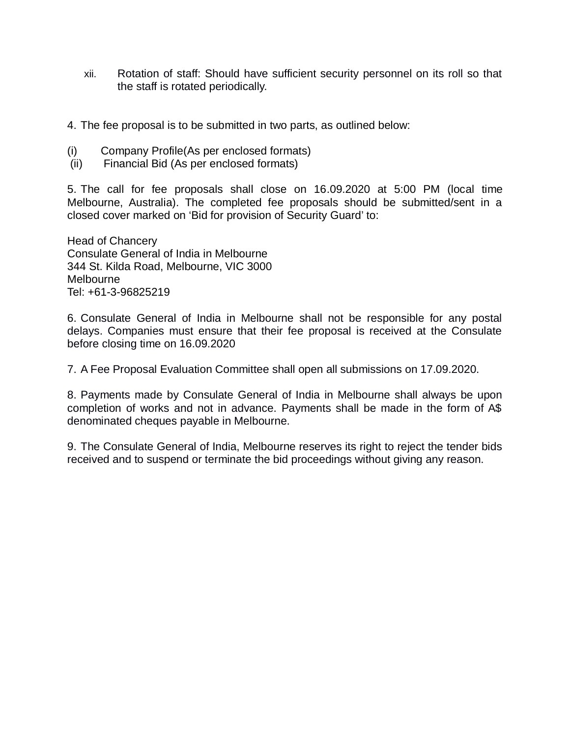xii. Rotation of staff: Should have sufficient security personnel on its roll so that the staff is rotated periodically.

4. The fee proposal is to be submitted in two parts, as outlined below:

(i) Company Profile(As per enclosed formats)
(ii) Financial Bid (As per enclosed formats)

5. The call for fee proposals shall close on 16.09.2020 at 5:00 PM (local time Melbourne, Australia). The completed fee proposals should be submitted/sent in a closed cover marked on 'Bid for provision of Security Guard' to:

Head of Chancery
Consulate General of India in Melbourne
344 St. Kilda Road, Melbourne, VIC 3000
Melbourne
Tel: +61-3-96825219

6. Consulate General of India in Melbourne shall not be responsible for any postal delays. Companies must ensure that their fee proposal is received at the Consulate before closing time on 16.09.2020

7. A Fee Proposal Evaluation Committee shall open all submissions on 17.09.2020.

8. Payments made by Consulate General of India in Melbourne shall always be upon completion of works and not in advance. Payments shall be made in the form of A$ denominated cheques payable in Melbourne.

9. The Consulate General of India, Melbourne reserves its right to reject the tender bids received and to suspend or terminate the bid proceedings without giving any reason.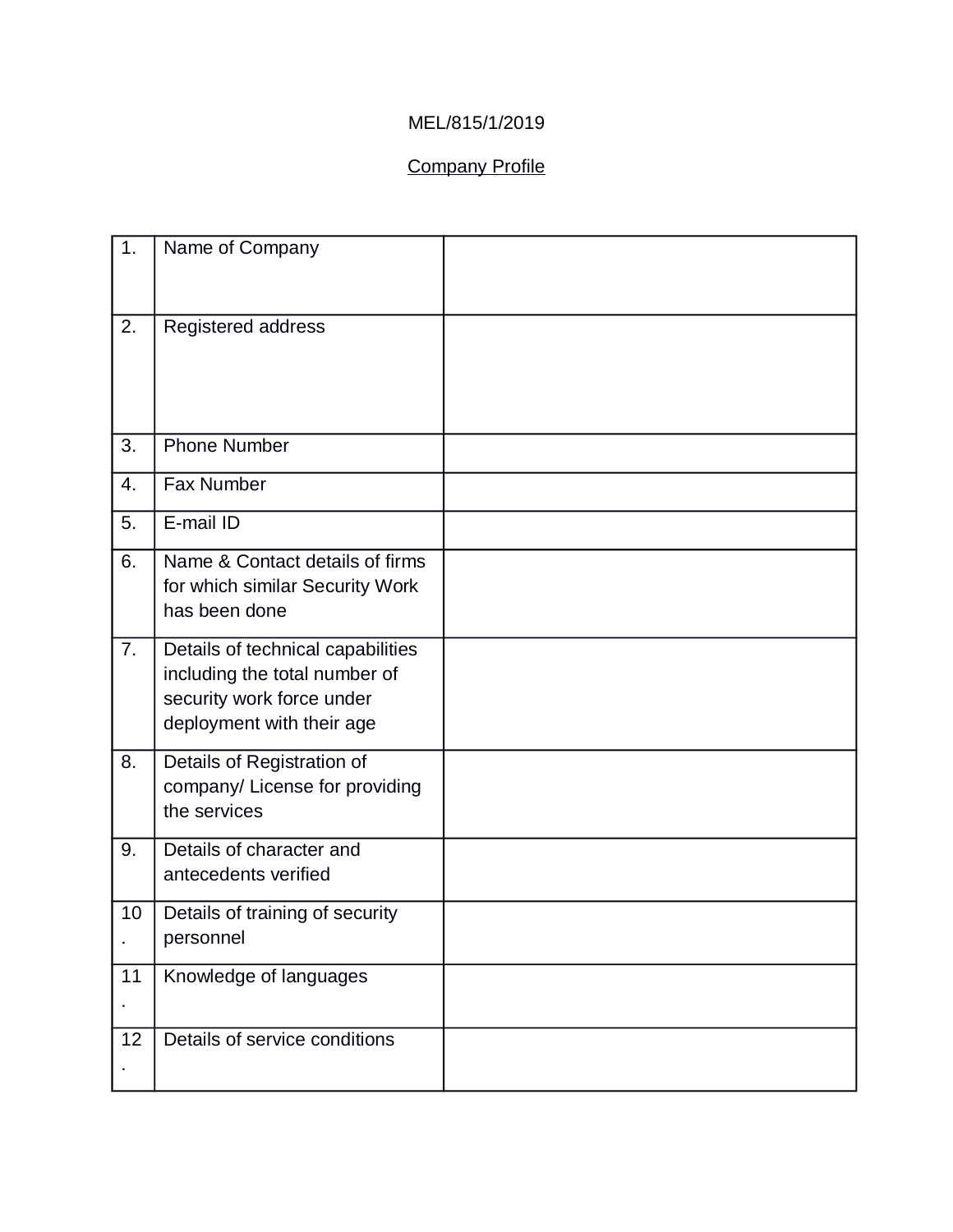MEL/815/1/2019

Company Profile

| | | |
|---|---|---|
| 1. | Name of Company | |
| 2. | Registered address | |
| 3. | Phone Number | |
| 4. | Fax Number | |
| 5. | E-mail ID | |
| 6. | Name & Contact details of firms for which similar Security Work has been done | |
| 7. | Details of technical capabilities including the total number of security work force under deployment with their age | |
| 8. | Details of Registration of company/ License for providing the services | |
| 9. | Details of character and antecedents verified | |
| 10. | Details of training of security personnel | |
| 11. | Knowledge of languages | |
| 12. | Details of service conditions | |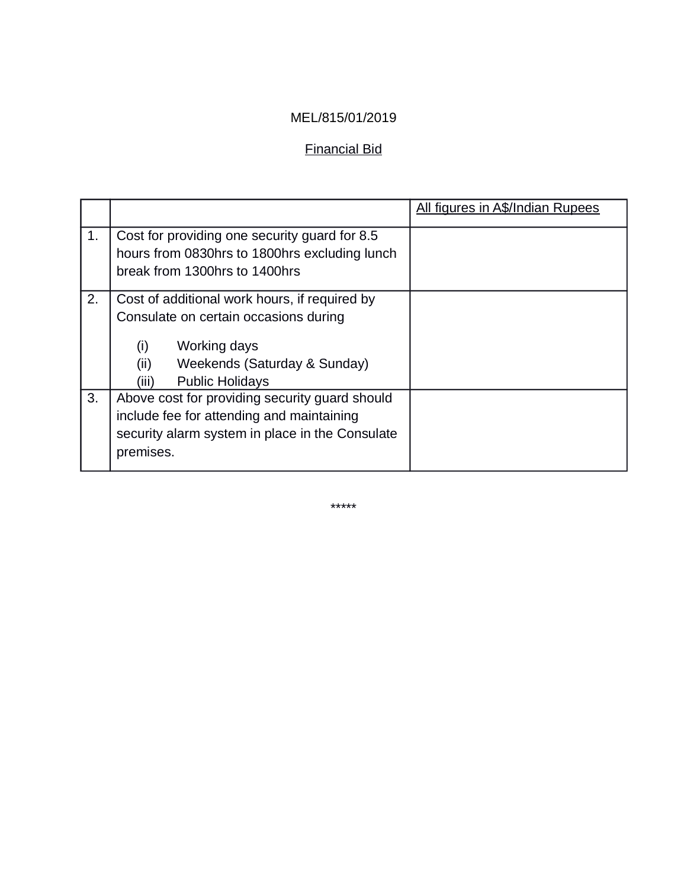MEL/815/01/2019

Financial Bid

| | | All figures in A$/Indian Rupees |
|---|---|---|
| 1. | Cost for providing one security guard for 8.5 hours from 0830hrs to 1800hrs excluding lunch break from 1300hrs to 1400hrs | |
| 2. | Cost of additional work hours, if required by Consulate on certain occasions during<br>(i) Working days<br>(ii) Weekends (Saturday & Sunday)<br>(iii) Public Holidays | |
| 3. | Above cost for providing security guard should include fee for attending and maintaining security alarm system in place in the Consulate premises. | |

*****